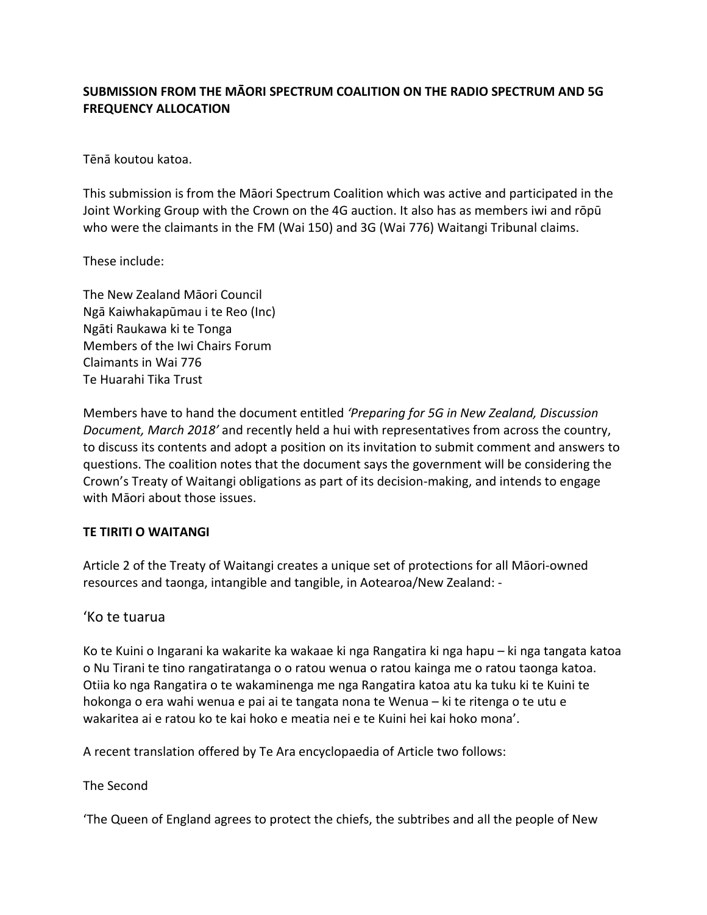**SUBMISSION FROM THE MĀORI SPECTRUM COALITION ON THE RADIO SPECTRUM AND 5G FREQUENCY ALLOCATION**

Tēnā koutou katoa.

This submission is from the Māori Spectrum Coalition which was active and participated in the Joint Working Group with the Crown on the 4G auction. It also has as members iwi and rōpū who were the claimants in the FM (Wai 150) and 3G (Wai 776) Waitangi Tribunal claims.

These include:

The New Zealand Māori Council
Ngā Kaiwhakapūmau i te Reo (Inc)
Ngāti Raukawa ki te Tonga
Members of the Iwi Chairs Forum
Claimants in Wai 776
Te Huarahi Tika Trust

Members have to hand the document entitled *'Preparing for 5G in New Zealand, Discussion Document, March 2018'* and recently held a hui with representatives from across the country, to discuss its contents and adopt a position on its invitation to submit comment and answers to questions. The coalition notes that the document says the government will be considering the Crown's Treaty of Waitangi obligations as part of its decision-making, and intends to engage with Māori about those issues.

**TE TIRITI O WAITANGI**

Article 2 of the Treaty of Waitangi creates a unique set of protections for all Māori-owned resources and taonga, intangible and tangible, in Aotearoa/New Zealand: -

'Ko te tuarua

Ko te Kuini o Ingarani ka wakarite ka wakaae ki nga Rangatira ki nga hapu – ki nga tangata katoa o Nu Tirani te tino rangatiratanga o o ratou wenua o ratou kainga me o ratou taonga katoa. Otiia ko nga Rangatira o te wakaminenga me nga Rangatira katoa atu ka tuku ki te Kuini te hokonga o era wahi wenua e pai ai te tangata nona te Wenua – ki te ritenga o te utu e wakaritea ai e ratou ko te kai hoko e meatia nei e te Kuini hei kai hoko mona'.

A recent translation offered by Te Ara encyclopaedia of Article two follows:

The Second

'The Queen of England agrees to protect the chiefs, the subtribes and all the people of New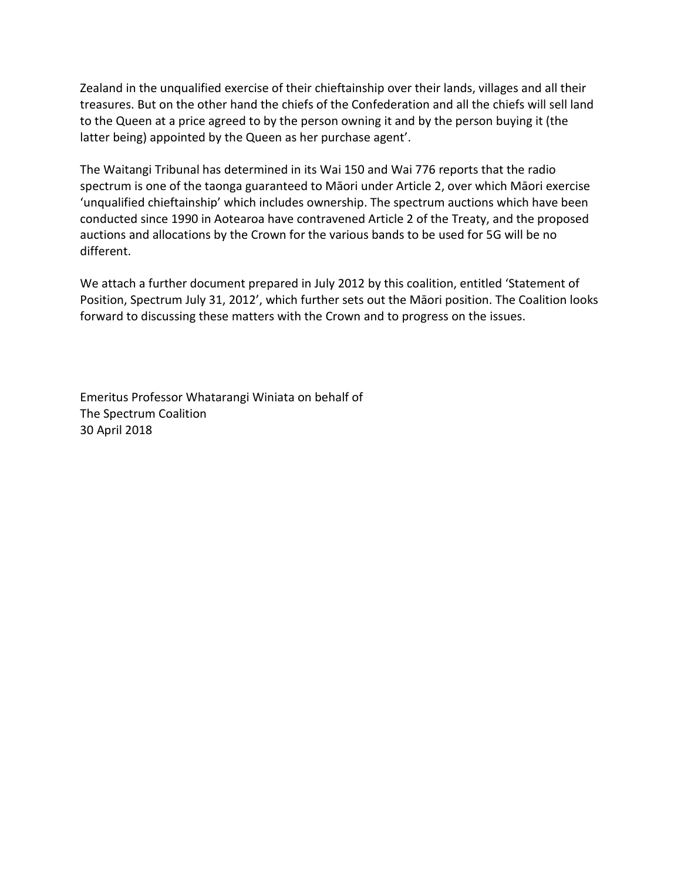Zealand in the unqualified exercise of their chieftainship over their lands, villages and all their treasures. But on the other hand the chiefs of the Confederation and all the chiefs will sell land to the Queen at a price agreed to by the person owning it and by the person buying it (the latter being) appointed by the Queen as her purchase agent'.

The Waitangi Tribunal has determined in its Wai 150 and Wai 776 reports that the radio spectrum is one of the taonga guaranteed to Māori under Article 2, over which Māori exercise 'unqualified chieftainship' which includes ownership. The spectrum auctions which have been conducted since 1990 in Aotearoa have contravened Article 2 of the Treaty, and the proposed auctions and allocations by the Crown for the various bands to be used for 5G will be no different.

We attach a further document prepared in July 2012 by this coalition, entitled 'Statement of Position, Spectrum July 31, 2012', which further sets out the Māori position. The Coalition looks forward to discussing these matters with the Crown and to progress on the issues.

Emeritus Professor Whatarangi Winiata on behalf of
The Spectrum Coalition
30 April 2018